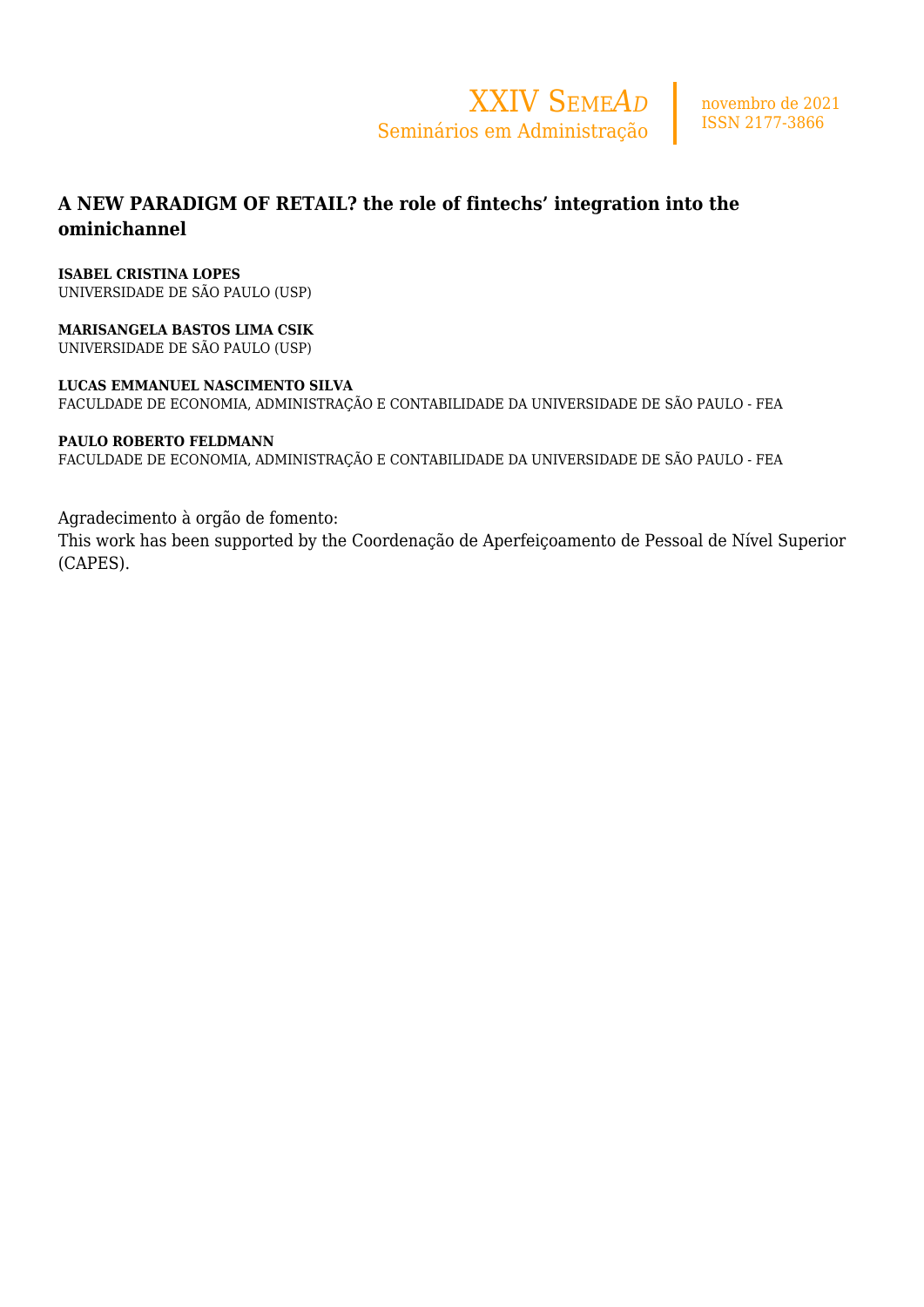# A NEW PARADIGM OF RETAIL? the role of fintechs' integration into the ominichannel

**ISABEL CRISTINA LOPES**
UNIVERSIDADE DE SÃO PAULO (USP)

**MARISANGELA BASTOS LIMA CSIK**
UNIVERSIDADE DE SÃO PAULO (USP)

**LUCAS EMMANUEL NASCIMENTO SILVA**
FACULDADE DE ECONOMIA, ADMINISTRAÇÃO E CONTABILIDADE DA UNIVERSIDADE DE SÃO PAULO - FEA

**PAULO ROBERTO FELDMANN**
FACULDADE DE ECONOMIA, ADMINISTRAÇÃO E CONTABILIDADE DA UNIVERSIDADE DE SÃO PAULO - FEA

Agradecimento à orgão de fomento:
This work has been supported by the Coordenação de Aperfeiçoamento de Pessoal de Nível Superior (CAPES).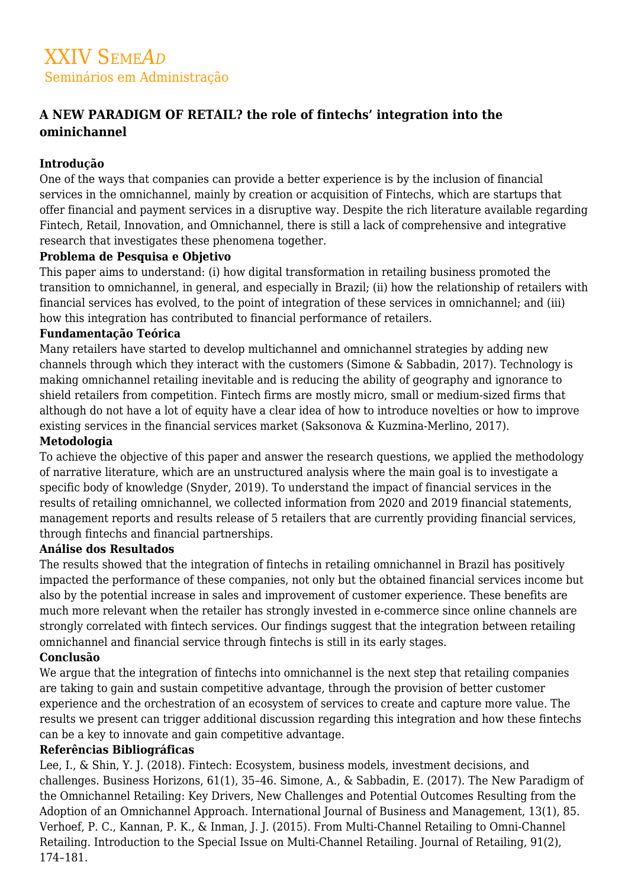# XXIV SemeAd
Seminários em Administração

## A NEW PARADIGM OF RETAIL? the role of fintechs' integration into the ominichannel

### Introdução

One of the ways that companies can provide a better experience is by the inclusion of financial services in the omnichannel, mainly by creation or acquisition of Fintechs, which are startups that offer financial and payment services in a disruptive way. Despite the rich literature available regarding Fintech, Retail, Innovation, and Omnichannel, there is still a lack of comprehensive and integrative research that investigates these phenomena together.

### Problema de Pesquisa e Objetivo

This paper aims to understand: (i) how digital transformation in retailing business promoted the transition to omnichannel, in general, and especially in Brazil; (ii) how the relationship of retailers with financial services has evolved, to the point of integration of these services in omnichannel; and (iii) how this integration has contributed to financial performance of retailers.

### Fundamentação Teórica

Many retailers have started to develop multichannel and omnichannel strategies by adding new channels through which they interact with the customers (Simone & Sabbadin, 2017). Technology is making omnichannel retailing inevitable and is reducing the ability of geography and ignorance to shield retailers from competition. Fintech firms are mostly micro, small or medium-sized firms that although do not have a lot of equity have a clear idea of how to introduce novelties or how to improve existing services in the financial services market (Saksonova & Kuzmina-Merlino, 2017).

### Metodologia

To achieve the objective of this paper and answer the research questions, we applied the methodology of narrative literature, which are an unstructured analysis where the main goal is to investigate a specific body of knowledge (Snyder, 2019). To understand the impact of financial services in the results of retailing omnichannel, we collected information from 2020 and 2019 financial statements, management reports and results release of 5 retailers that are currently providing financial services, through fintechs and financial partnerships.

### Análise dos Resultados

The results showed that the integration of fintechs in retailing omnichannel in Brazil has positively impacted the performance of these companies, not only but the obtained financial services income but also by the potential increase in sales and improvement of customer experience. These benefits are much more relevant when the retailer has strongly invested in e-commerce since online channels are strongly correlated with fintech services. Our findings suggest that the integration between retailing omnichannel and financial service through fintechs is still in its early stages.

### Conclusão

We argue that the integration of fintechs into omnichannel is the next step that retailing companies are taking to gain and sustain competitive advantage, through the provision of better customer experience and the orchestration of an ecosystem of services to create and capture more value. The results we present can trigger additional discussion regarding this integration and how these fintechs can be a key to innovate and gain competitive advantage.

### Referências Bibliográficas

Lee, I., & Shin, Y. J. (2018). Fintech: Ecosystem, business models, investment decisions, and challenges. Business Horizons, 61(1), 35–46. Simone, A., & Sabbadin, E. (2017). The New Paradigm of the Omnichannel Retailing: Key Drivers, New Challenges and Potential Outcomes Resulting from the Adoption of an Omnichannel Approach. International Journal of Business and Management, 13(1), 85. Verhoef, P. C., Kannan, P. K., & Inman, J. J. (2015). From Multi-Channel Retailing to Omni-Channel Retailing. Introduction to the Special Issue on Multi-Channel Retailing. Journal of Retailing, 91(2), 174–181.